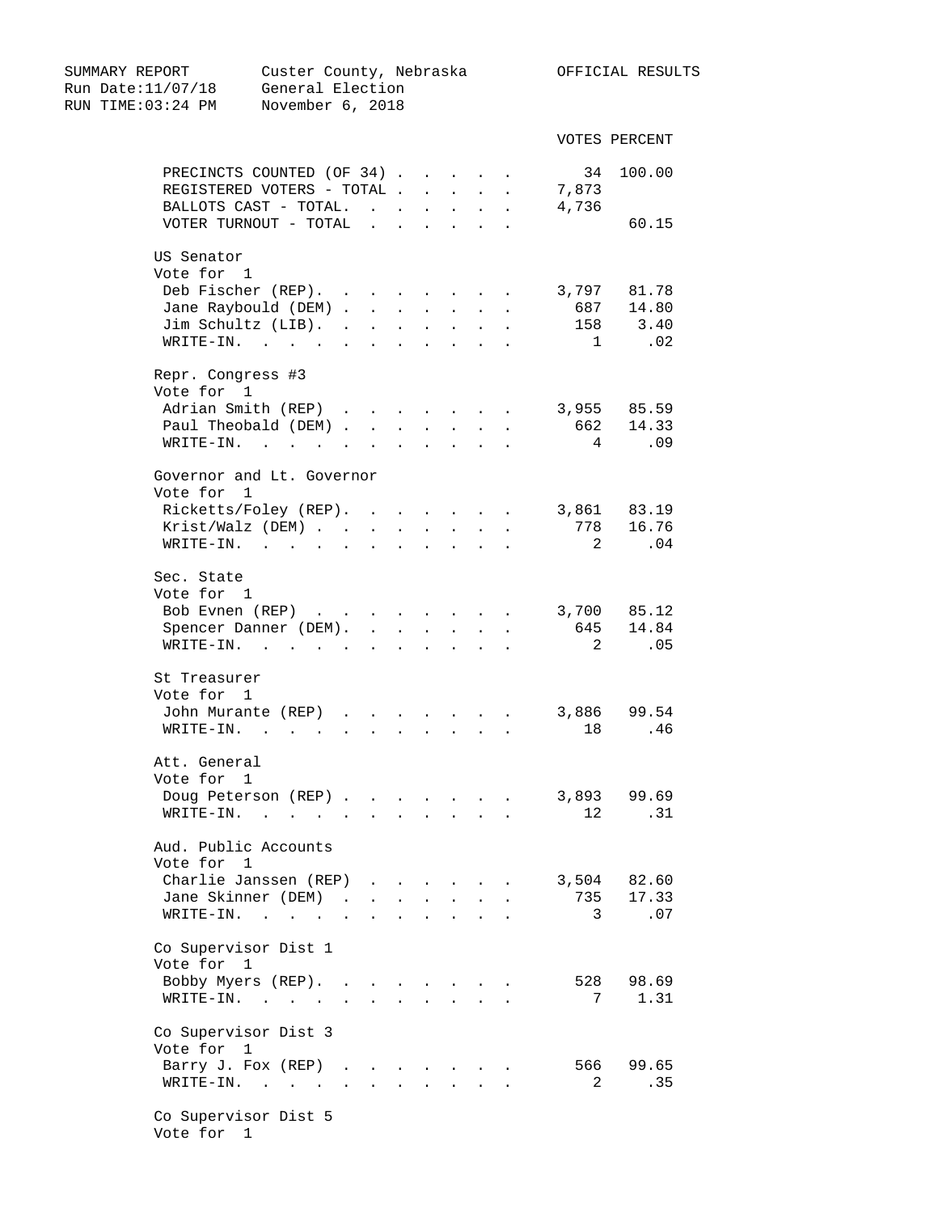SUMMARY REPORT — Custer County, Nebraska — OFFICIAL RESULTS

Run Date:11/07/18 — General Election

RUN TIME:03:24 PM — November 6, 2018

| | VOTES | PERCENT |
|---|---|---|
| PRECINCTS COUNTED (OF 34) | 34 | 100.00 |
| REGISTERED VOTERS - TOTAL | 7,873 | |
| BALLOTS CAST - TOTAL. | 4,736 | |
| VOTER TURNOUT - TOTAL | | 60.15 |

**US Senator**
Vote for 1

| | VOTES | PERCENT |
|---|---|---|
| Deb Fischer (REP). | 3,797 | 81.78 |
| Jane Raybould (DEM) | 687 | 14.80 |
| Jim Schultz (LIB). | 158 | 3.40 |
| WRITE-IN. | 1 | .02 |

**Repr. Congress #3**
Vote for 1

| | VOTES | PERCENT |
|---|---|---|
| Adrian Smith (REP) | 3,955 | 85.59 |
| Paul Theobald (DEM) | 662 | 14.33 |
| WRITE-IN. | 4 | .09 |

**Governor and Lt. Governor**
Vote for 1

| | VOTES | PERCENT |
|---|---|---|
| Ricketts/Foley (REP). | 3,861 | 83.19 |
| Krist/Walz (DEM) | 778 | 16.76 |
| WRITE-IN. | 2 | .04 |

**Sec. State**
Vote for 1

| | VOTES | PERCENT |
|---|---|---|
| Bob Evnen (REP) | 3,700 | 85.12 |
| Spencer Danner (DEM). | 645 | 14.84 |
| WRITE-IN. | 2 | .05 |

**St Treasurer**
Vote for 1

| | VOTES | PERCENT |
|---|---|---|
| John Murante (REP) | 3,886 | 99.54 |
| WRITE-IN. | 18 | .46 |

**Att. General**
Vote for 1

| | VOTES | PERCENT |
|---|---|---|
| Doug Peterson (REP) | 3,893 | 99.69 |
| WRITE-IN. | 12 | .31 |

**Aud. Public Accounts**
Vote for 1

| | VOTES | PERCENT |
|---|---|---|
| Charlie Janssen (REP) | 3,504 | 82.60 |
| Jane Skinner (DEM) | 735 | 17.33 |
| WRITE-IN. | 3 | .07 |

**Co Supervisor Dist 1**
Vote for 1

| | VOTES | PERCENT |
|---|---|---|
| Bobby Myers (REP). | 528 | 98.69 |
| WRITE-IN. | 7 | 1.31 |

**Co Supervisor Dist 3**
Vote for 1

| | VOTES | PERCENT |
|---|---|---|
| Barry J. Fox (REP) | 566 | 99.65 |
| WRITE-IN. | 2 | .35 |

**Co Supervisor Dist 5**
Vote for 1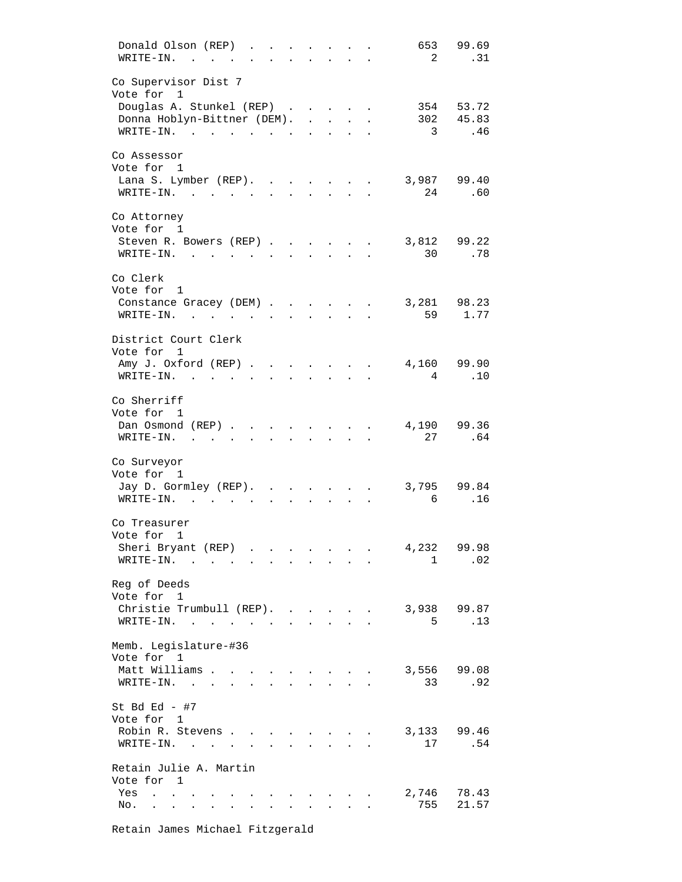| | | |
|---|---|---|
| Donald Olson (REP) | 653 | 99.69 |
| WRITE-IN. | 2 | .31 |

Co Supervisor Dist 7
Vote for 1

| | | |
|---|---|---|
| Douglas A. Stunkel (REP) | 354 | 53.72 |
| Donna Hoblyn-Bittner (DEM). | 302 | 45.83 |
| WRITE-IN. | 3 | .46 |

Co Assessor
Vote for 1

| | | |
|---|---|---|
| Lana S. Lymber (REP). | 3,987 | 99.40 |
| WRITE-IN. | 24 | .60 |

Co Attorney
Vote for 1

| | | |
|---|---|---|
| Steven R. Bowers (REP) | 3,812 | 99.22 |
| WRITE-IN. | 30 | .78 |

Co Clerk
Vote for 1

| | | |
|---|---|---|
| Constance Gracey (DEM) | 3,281 | 98.23 |
| WRITE-IN. | 59 | 1.77 |

District Court Clerk
Vote for 1

| | | |
|---|---|---|
| Amy J. Oxford (REP) | 4,160 | 99.90 |
| WRITE-IN. | 4 | .10 |

Co Sherriff
Vote for 1

| | | |
|---|---|---|
| Dan Osmond (REP) | 4,190 | 99.36 |
| WRITE-IN. | 27 | .64 |

Co Surveyor
Vote for 1

| | | |
|---|---|---|
| Jay D. Gormley (REP). | 3,795 | 99.84 |
| WRITE-IN. | 6 | .16 |

Co Treasurer
Vote for 1

| | | |
|---|---|---|
| Sheri Bryant (REP) | 4,232 | 99.98 |
| WRITE-IN. | 1 | .02 |

Reg of Deeds
Vote for 1

| | | |
|---|---|---|
| Christie Trumbull (REP). | 3,938 | 99.87 |
| WRITE-IN. | 5 | .13 |

Memb. Legislature-#36
Vote for 1

| | | |
|---|---|---|
| Matt Williams | 3,556 | 99.08 |
| WRITE-IN. | 33 | .92 |

St Bd Ed - #7
Vote for 1

| | | |
|---|---|---|
| Robin R. Stevens | 3,133 | 99.46 |
| WRITE-IN. | 17 | .54 |

Retain Julie A. Martin
Vote for 1

| | | |
|---|---|---|
| Yes | 2,746 | 78.43 |
| No. | 755 | 21.57 |

Retain James Michael Fitzgerald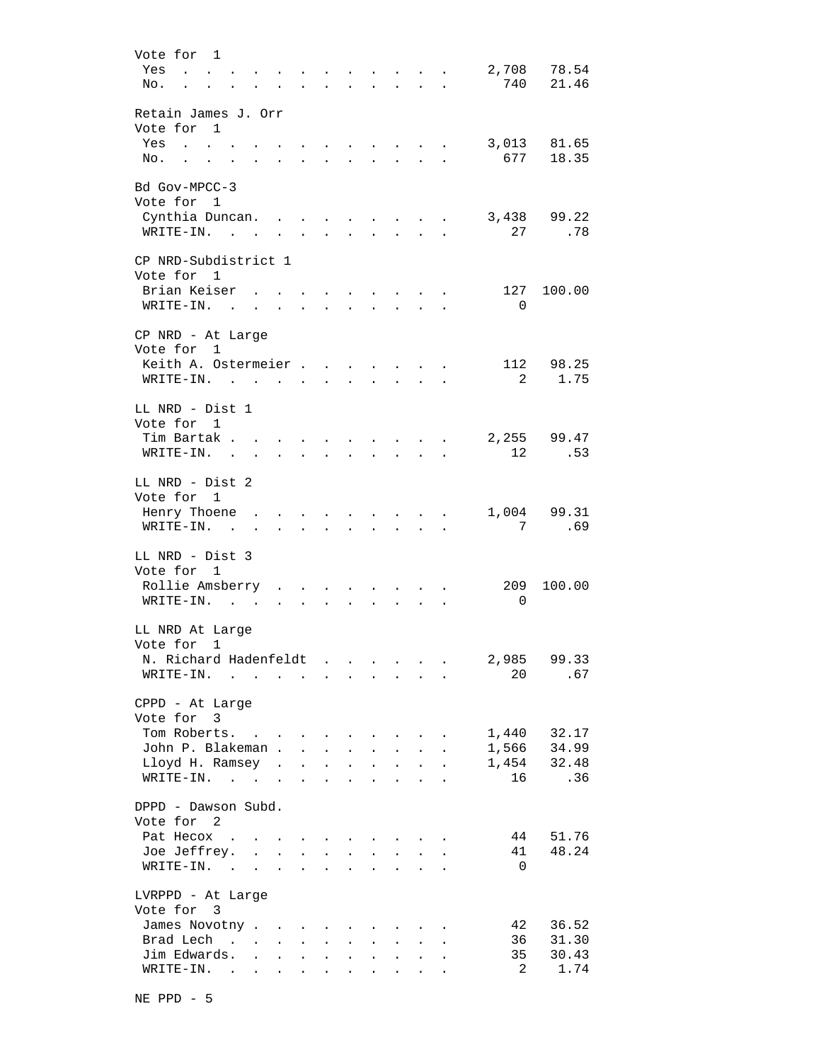Vote for 1

| | Votes | Percent |
|---|---|---|
| Yes | 2,708 | 78.54 |
| No. | 740 | 21.46 |

Retain James J. Orr

Vote for 1

| | Votes | Percent |
|---|---|---|
| Yes | 3,013 | 81.65 |
| No. | 677 | 18.35 |

Bd Gov-MPCC-3

Vote for 1

| | Votes | Percent |
|---|---|---|
| Cynthia Duncan. | 3,438 | 99.22 |
| WRITE-IN. | 27 | .78 |

CP NRD-Subdistrict 1

Vote for 1

| | Votes | Percent |
|---|---|---|
| Brian Keiser | 127 | 100.00 |
| WRITE-IN. | 0 | |

CP NRD - At Large

Vote for 1

| | Votes | Percent |
|---|---|---|
| Keith A. Ostermeier | 112 | 98.25 |
| WRITE-IN. | 2 | 1.75 |

LL NRD - Dist 1

Vote for 1

| | Votes | Percent |
|---|---|---|
| Tim Bartak | 2,255 | 99.47 |
| WRITE-IN. | 12 | .53 |

LL NRD - Dist 2

Vote for 1

| | Votes | Percent |
|---|---|---|
| Henry Thoene | 1,004 | 99.31 |
| WRITE-IN. | 7 | .69 |

LL NRD - Dist 3

Vote for 1

| | Votes | Percent |
|---|---|---|
| Rollie Amsberry | 209 | 100.00 |
| WRITE-IN. | 0 | |

LL NRD At Large

Vote for 1

| | Votes | Percent |
|---|---|---|
| N. Richard Hadenfeldt | 2,985 | 99.33 |
| WRITE-IN. | 20 | .67 |

CPPD - At Large

Vote for 3

| | Votes | Percent |
|---|---|---|
| Tom Roberts. | 1,440 | 32.17 |
| John P. Blakeman | 1,566 | 34.99 |
| Lloyd H. Ramsey | 1,454 | 32.48 |
| WRITE-IN. | 16 | .36 |

DPPD - Dawson Subd.

Vote for 2

| | Votes | Percent |
|---|---|---|
| Pat Hecox | 44 | 51.76 |
| Joe Jeffrey. | 41 | 48.24 |
| WRITE-IN. | 0 | |

LVRPPD - At Large

Vote for 3

| | Votes | Percent |
|---|---|---|
| James Novotny | 42 | 36.52 |
| Brad Lech | 36 | 31.30 |
| Jim Edwards. | 35 | 30.43 |
| WRITE-IN. | 2 | 1.74 |

NE PPD - 5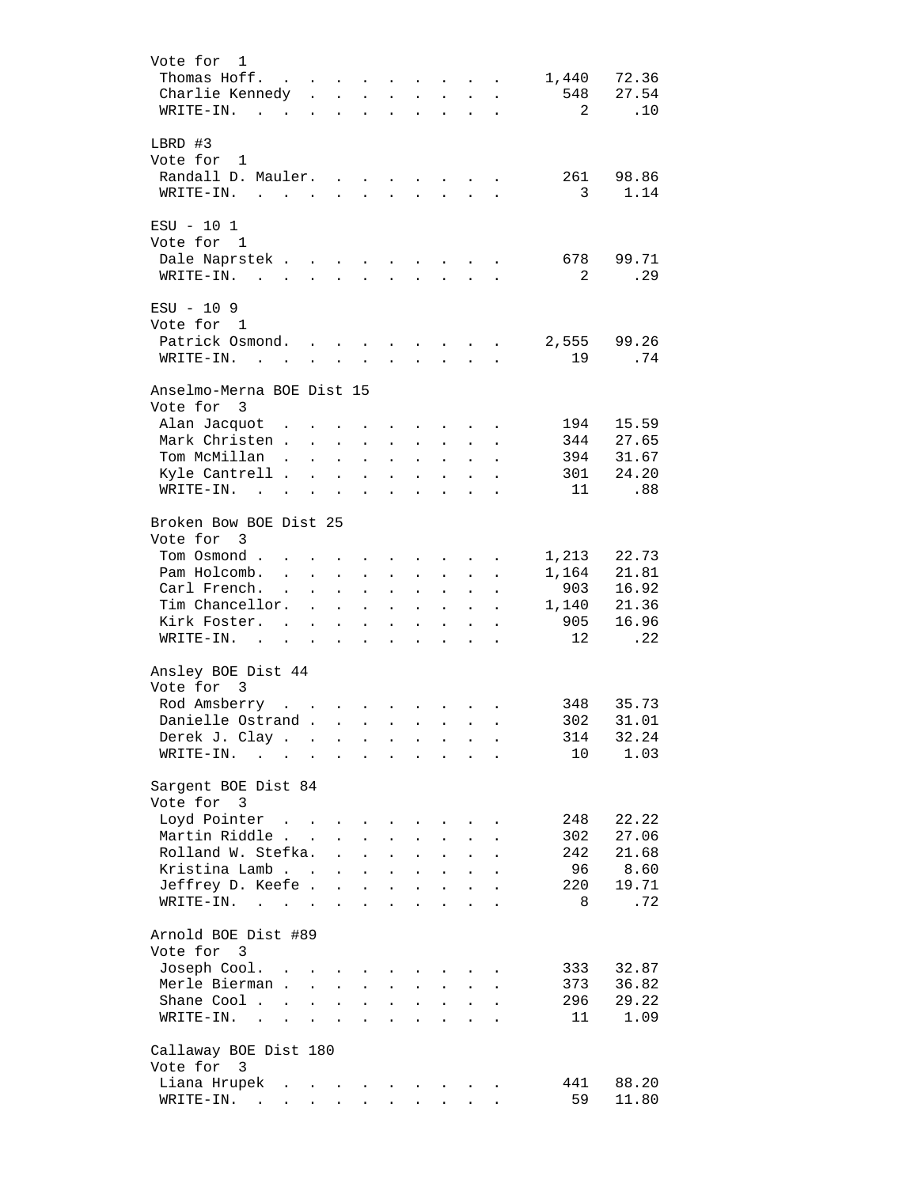Vote for 1

| Candidate | Votes | Percent |
|---|---|---|
| Thomas Hoff | 1,440 | 72.36 |
| Charlie Kennedy | 548 | 27.54 |
| WRITE-IN | 2 | .10 |

LBRD #3

Vote for 1

| Candidate | Votes | Percent |
|---|---|---|
| Randall D. Mauler | 261 | 98.86 |
| WRITE-IN | 3 | 1.14 |

ESU - 10 1

Vote for 1

| Candidate | Votes | Percent |
|---|---|---|
| Dale Naprstek | 678 | 99.71 |
| WRITE-IN | 2 | .29 |

ESU - 10 9

Vote for 1

| Candidate | Votes | Percent |
|---|---|---|
| Patrick Osmond | 2,555 | 99.26 |
| WRITE-IN | 19 | .74 |

Anselmo-Merna BOE Dist 15

Vote for 3

| Candidate | Votes | Percent |
|---|---|---|
| Alan Jacquot | 194 | 15.59 |
| Mark Christen | 344 | 27.65 |
| Tom McMillan | 394 | 31.67 |
| Kyle Cantrell | 301 | 24.20 |
| WRITE-IN | 11 | .88 |

Broken Bow BOE Dist 25

Vote for 3

| Candidate | Votes | Percent |
|---|---|---|
| Tom Osmond | 1,213 | 22.73 |
| Pam Holcomb | 1,164 | 21.81 |
| Carl French | 903 | 16.92 |
| Tim Chancellor | 1,140 | 21.36 |
| Kirk Foster | 905 | 16.96 |
| WRITE-IN | 12 | .22 |

Ansley BOE Dist 44

Vote for 3

| Candidate | Votes | Percent |
|---|---|---|
| Rod Amsberry | 348 | 35.73 |
| Danielle Ostrand | 302 | 31.01 |
| Derek J. Clay | 314 | 32.24 |
| WRITE-IN | 10 | 1.03 |

Sargent BOE Dist 84

Vote for 3

| Candidate | Votes | Percent |
|---|---|---|
| Loyd Pointer | 248 | 22.22 |
| Martin Riddle | 302 | 27.06 |
| Rolland W. Stefka | 242 | 21.68 |
| Kristina Lamb | 96 | 8.60 |
| Jeffrey D. Keefe | 220 | 19.71 |
| WRITE-IN | 8 | .72 |

Arnold BOE Dist #89

Vote for 3

| Candidate | Votes | Percent |
|---|---|---|
| Joseph Cool | 333 | 32.87 |
| Merle Bierman | 373 | 36.82 |
| Shane Cool | 296 | 29.22 |
| WRITE-IN | 11 | 1.09 |

Callaway BOE Dist 180

Vote for 3

| Candidate | Votes | Percent |
|---|---|---|
| Liana Hrupek | 441 | 88.20 |
| WRITE-IN | 59 | 11.80 |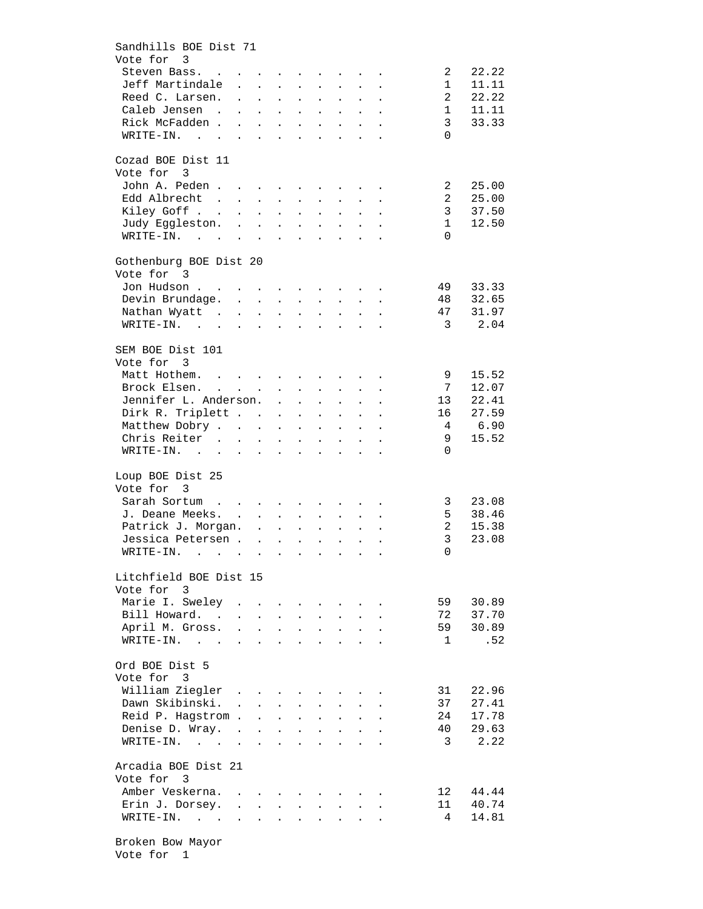## Sandhills BOE Dist 71
Vote for 3

| Candidate | Votes | Percent |
|---|---|---|
| Steven Bass. | 2 | 22.22 |
| Jeff Martindale | 1 | 11.11 |
| Reed C. Larsen. | 2 | 22.22 |
| Caleb Jensen | 1 | 11.11 |
| Rick McFadden | 3 | 33.33 |
| WRITE-IN. | 0 | |

## Cozad BOE Dist 11
Vote for 3

| Candidate | Votes | Percent |
|---|---|---|
| John A. Peden | 2 | 25.00 |
| Edd Albrecht | 2 | 25.00 |
| Kiley Goff | 3 | 37.50 |
| Judy Eggleston. | 1 | 12.50 |
| WRITE-IN. | 0 | |

## Gothenburg BOE Dist 20
Vote for 3

| Candidate | Votes | Percent |
|---|---|---|
| Jon Hudson | 49 | 33.33 |
| Devin Brundage. | 48 | 32.65 |
| Nathan Wyatt | 47 | 31.97 |
| WRITE-IN. | 3 | 2.04 |

## SEM BOE Dist 101
Vote for 3

| Candidate | Votes | Percent |
|---|---|---|
| Matt Hothem. | 9 | 15.52 |
| Brock Elsen. | 7 | 12.07 |
| Jennifer L. Anderson. | 13 | 22.41 |
| Dirk R. Triplett | 16 | 27.59 |
| Matthew Dobry | 4 | 6.90 |
| Chris Reiter | 9 | 15.52 |
| WRITE-IN. | 0 | |

## Loup BOE Dist 25
Vote for 3

| Candidate | Votes | Percent |
|---|---|---|
| Sarah Sortum | 3 | 23.08 |
| J. Deane Meeks. | 5 | 38.46 |
| Patrick J. Morgan. | 2 | 15.38 |
| Jessica Petersen | 3 | 23.08 |
| WRITE-IN. | 0 | |

## Litchfield BOE Dist 15
Vote for 3

| Candidate | Votes | Percent |
|---|---|---|
| Marie I. Sweley | 59 | 30.89 |
| Bill Howard. | 72 | 37.70 |
| April M. Gross. | 59 | 30.89 |
| WRITE-IN. | 1 | .52 |

## Ord BOE Dist 5
Vote for 3

| Candidate | Votes | Percent |
|---|---|---|
| William Ziegler | 31 | 22.96 |
| Dawn Skibinski. | 37 | 27.41 |
| Reid P. Hagstrom | 24 | 17.78 |
| Denise D. Wray. | 40 | 29.63 |
| WRITE-IN. | 3 | 2.22 |

## Arcadia BOE Dist 21
Vote for 3

| Candidate | Votes | Percent |
|---|---|---|
| Amber Veskerna. | 12 | 44.44 |
| Erin J. Dorsey. | 11 | 40.74 |
| WRITE-IN. | 4 | 14.81 |

## Broken Bow Mayor
Vote for 1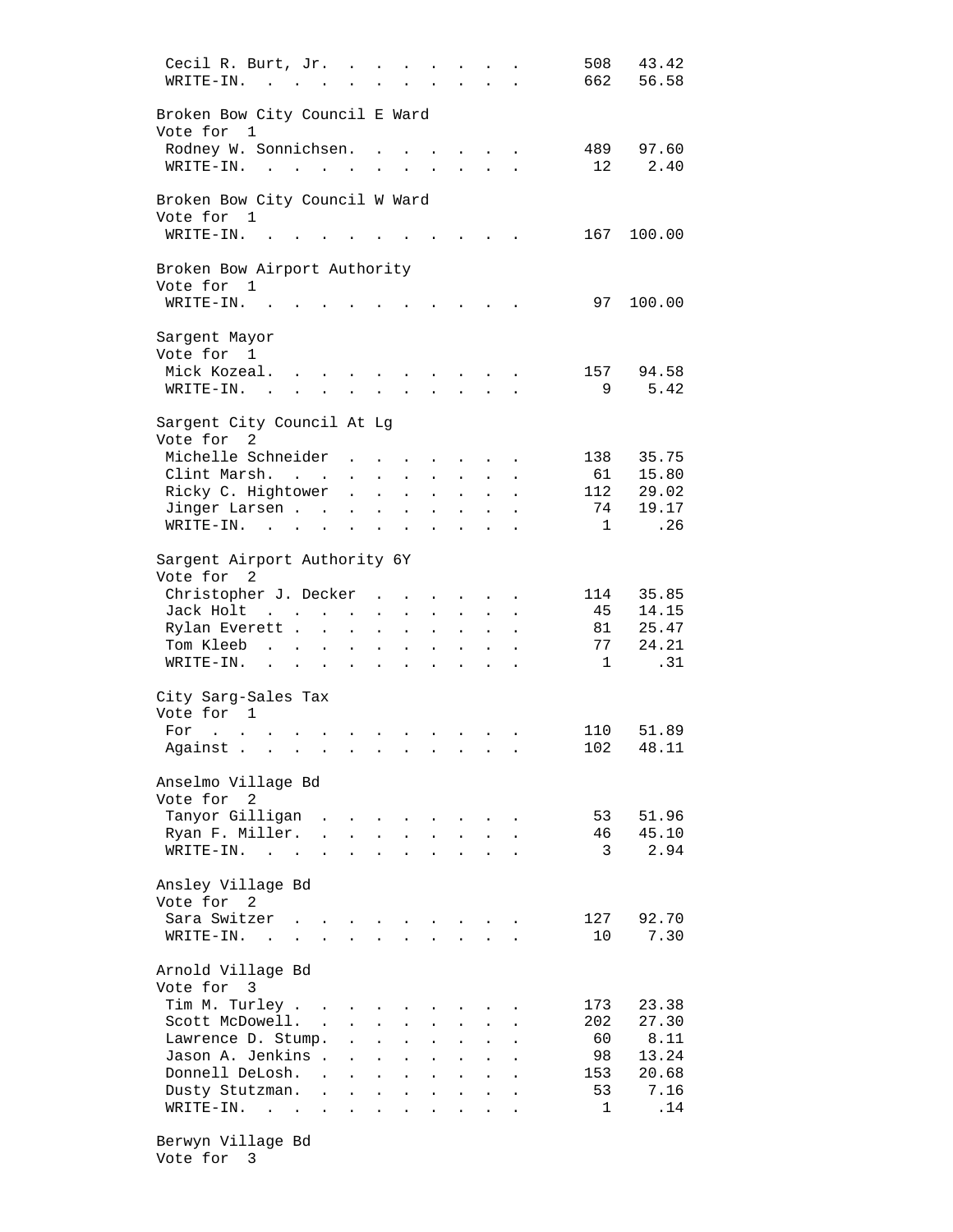| Candidate | Votes | Percent |
|---|---|---|
| Cecil R. Burt, Jr. | 508 | 43.42 |
| WRITE-IN. | 662 | 56.58 |

Broken Bow City Council E Ward
Vote for 1

| Candidate | Votes | Percent |
|---|---|---|
| Rodney W. Sonnichsen. | 489 | 97.60 |
| WRITE-IN. | 12 | 2.40 |

Broken Bow City Council W Ward
Vote for 1

| Candidate | Votes | Percent |
|---|---|---|
| WRITE-IN. | 167 | 100.00 |

Broken Bow Airport Authority
Vote for 1

| Candidate | Votes | Percent |
|---|---|---|
| WRITE-IN. | 97 | 100.00 |

Sargent Mayor
Vote for 1

| Candidate | Votes | Percent |
|---|---|---|
| Mick Kozeal. | 157 | 94.58 |
| WRITE-IN. | 9 | 5.42 |

Sargent City Council At Lg
Vote for 2

| Candidate | Votes | Percent |
|---|---|---|
| Michelle Schneider | 138 | 35.75 |
| Clint Marsh. | 61 | 15.80 |
| Ricky C. Hightower | 112 | 29.02 |
| Jinger Larsen | 74 | 19.17 |
| WRITE-IN. | 1 | .26 |

Sargent Airport Authority 6Y
Vote for 2

| Candidate | Votes | Percent |
|---|---|---|
| Christopher J. Decker | 114 | 35.85 |
| Jack Holt | 45 | 14.15 |
| Rylan Everett | 81 | 25.47 |
| Tom Kleeb | 77 | 24.21 |
| WRITE-IN. | 1 | .31 |

City Sarg-Sales Tax
Vote for 1

| Candidate | Votes | Percent |
|---|---|---|
| For | 110 | 51.89 |
| Against | 102 | 48.11 |

Anselmo Village Bd
Vote for 2

| Candidate | Votes | Percent |
|---|---|---|
| Tanyor Gilligan | 53 | 51.96 |
| Ryan F. Miller. | 46 | 45.10 |
| WRITE-IN. | 3 | 2.94 |

Ansley Village Bd
Vote for 2

| Candidate | Votes | Percent |
|---|---|---|
| Sara Switzer | 127 | 92.70 |
| WRITE-IN. | 10 | 7.30 |

Arnold Village Bd
Vote for 3

| Candidate | Votes | Percent |
|---|---|---|
| Tim M. Turley | 173 | 23.38 |
| Scott McDowell. | 202 | 27.30 |
| Lawrence D. Stump. | 60 | 8.11 |
| Jason A. Jenkins | 98 | 13.24 |
| Donnell DeLosh. | 153 | 20.68 |
| Dusty Stutzman. | 53 | 7.16 |
| WRITE-IN. | 1 | .14 |

Berwyn Village Bd
Vote for 3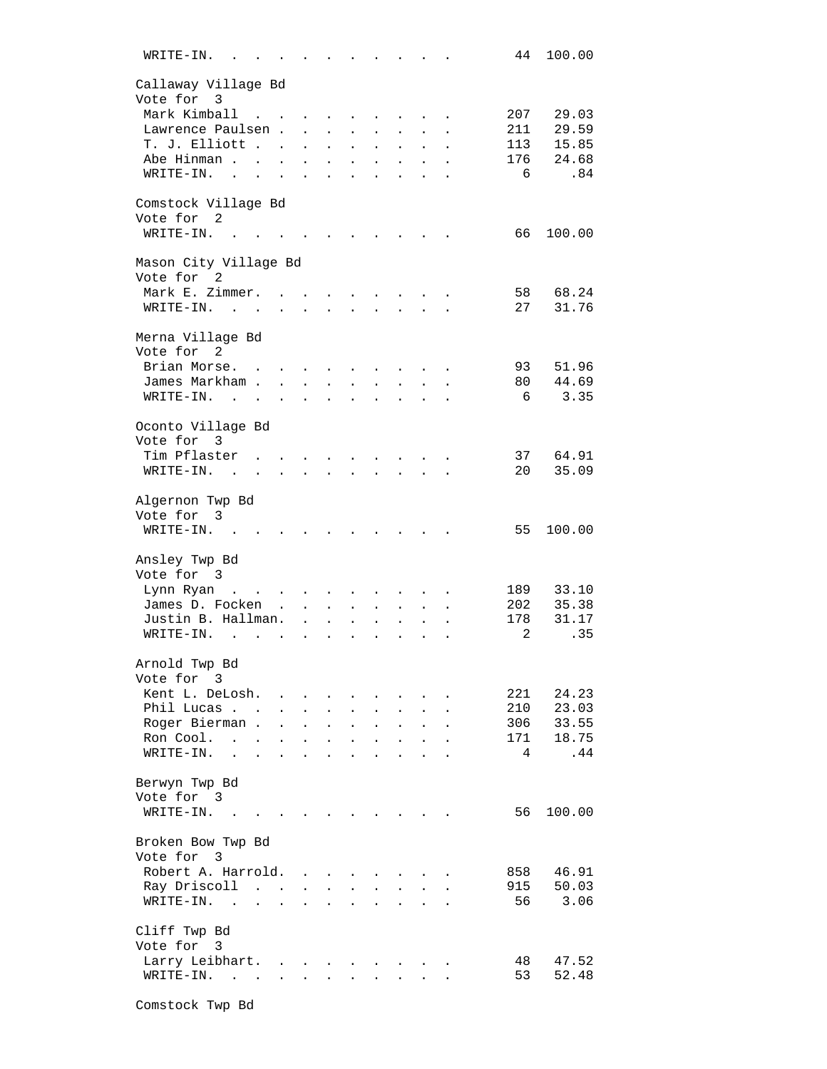| | | |
|---|---|---|
| WRITE-IN. | 44 | 100.00 |

**Callaway Village Bd**
Vote for 3

| Candidate | Votes | Percent |
|---|---|---|
| Mark Kimball | 207 | 29.03 |
| Lawrence Paulsen | 211 | 29.59 |
| T. J. Elliott | 113 | 15.85 |
| Abe Hinman | 176 | 24.68 |
| WRITE-IN. | 6 | .84 |

**Comstock Village Bd**
Vote for 2

| Candidate | Votes | Percent |
|---|---|---|
| WRITE-IN. | 66 | 100.00 |

**Mason City Village Bd**
Vote for 2

| Candidate | Votes | Percent |
|---|---|---|
| Mark E. Zimmer. | 58 | 68.24 |
| WRITE-IN. | 27 | 31.76 |

**Merna Village Bd**
Vote for 2

| Candidate | Votes | Percent |
|---|---|---|
| Brian Morse. | 93 | 51.96 |
| James Markham | 80 | 44.69 |
| WRITE-IN. | 6 | 3.35 |

**Oconto Village Bd**
Vote for 3

| Candidate | Votes | Percent |
|---|---|---|
| Tim Pflaster | 37 | 64.91 |
| WRITE-IN. | 20 | 35.09 |

**Algernon Twp Bd**
Vote for 3

| Candidate | Votes | Percent |
|---|---|---|
| WRITE-IN. | 55 | 100.00 |

**Ansley Twp Bd**
Vote for 3

| Candidate | Votes | Percent |
|---|---|---|
| Lynn Ryan | 189 | 33.10 |
| James D. Focken | 202 | 35.38 |
| Justin B. Hallman. | 178 | 31.17 |
| WRITE-IN. | 2 | .35 |

**Arnold Twp Bd**
Vote for 3

| Candidate | Votes | Percent |
|---|---|---|
| Kent L. DeLosh. | 221 | 24.23 |
| Phil Lucas | 210 | 23.03 |
| Roger Bierman | 306 | 33.55 |
| Ron Cool. | 171 | 18.75 |
| WRITE-IN. | 4 | .44 |

**Berwyn Twp Bd**
Vote for 3

| Candidate | Votes | Percent |
|---|---|---|
| WRITE-IN. | 56 | 100.00 |

**Broken Bow Twp Bd**
Vote for 3

| Candidate | Votes | Percent |
|---|---|---|
| Robert A. Harrold. | 858 | 46.91 |
| Ray Driscoll | 915 | 50.03 |
| WRITE-IN. | 56 | 3.06 |

**Cliff Twp Bd**
Vote for 3

| Candidate | Votes | Percent |
|---|---|---|
| Larry Leibhart. | 48 | 47.52 |
| WRITE-IN. | 53 | 52.48 |

**Comstock Twp Bd**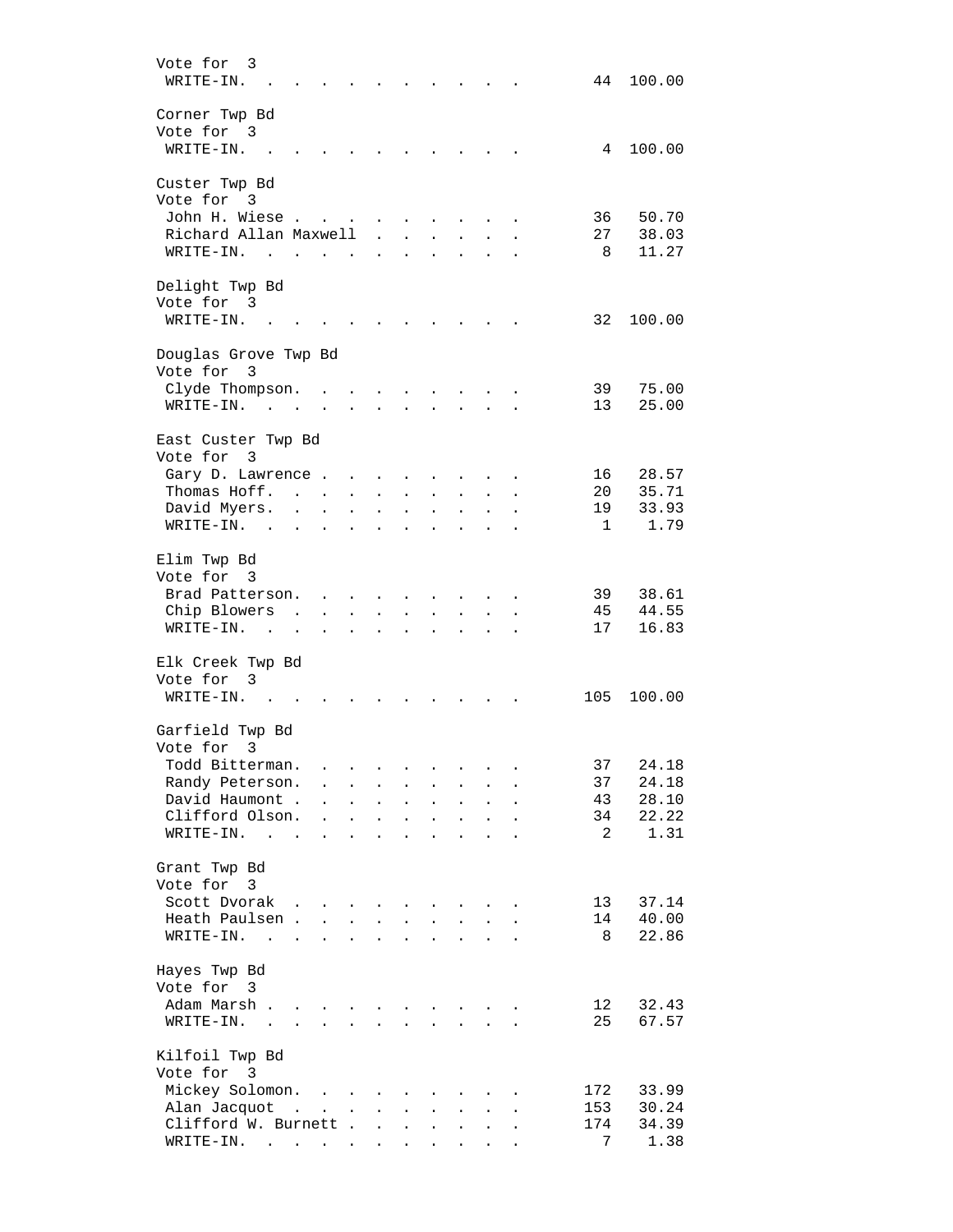Vote for 3

| | | |
|---|---|---|
| WRITE-IN. | 44 | 100.00 |

Corner Twp Bd
Vote for 3

| | | |
|---|---|---|
| WRITE-IN. | 4 | 100.00 |

Custer Twp Bd
Vote for 3

| | | |
|---|---|---|
| John H. Wiese | 36 | 50.70 |
| Richard Allan Maxwell | 27 | 38.03 |
| WRITE-IN. | 8 | 11.27 |

Delight Twp Bd
Vote for 3

| | | |
|---|---|---|
| WRITE-IN. | 32 | 100.00 |

Douglas Grove Twp Bd
Vote for 3

| | | |
|---|---|---|
| Clyde Thompson. | 39 | 75.00 |
| WRITE-IN. | 13 | 25.00 |

East Custer Twp Bd
Vote for 3

| | | |
|---|---|---|
| Gary D. Lawrence | 16 | 28.57 |
| Thomas Hoff. | 20 | 35.71 |
| David Myers. | 19 | 33.93 |
| WRITE-IN. | 1 | 1.79 |

Elim Twp Bd
Vote for 3

| | | |
|---|---|---|
| Brad Patterson. | 39 | 38.61 |
| Chip Blowers | 45 | 44.55 |
| WRITE-IN. | 17 | 16.83 |

Elk Creek Twp Bd
Vote for 3

| | | |
|---|---|---|
| WRITE-IN. | 105 | 100.00 |

Garfield Twp Bd
Vote for 3

| | | |
|---|---|---|
| Todd Bitterman. | 37 | 24.18 |
| Randy Peterson. | 37 | 24.18 |
| David Haumont | 43 | 28.10 |
| Clifford Olson. | 34 | 22.22 |
| WRITE-IN. | 2 | 1.31 |

Grant Twp Bd
Vote for 3

| | | |
|---|---|---|
| Scott Dvorak | 13 | 37.14 |
| Heath Paulsen | 14 | 40.00 |
| WRITE-IN. | 8 | 22.86 |

Hayes Twp Bd
Vote for 3

| | | |
|---|---|---|
| Adam Marsh | 12 | 32.43 |
| WRITE-IN. | 25 | 67.57 |

Kilfoil Twp Bd
Vote for 3

| | | |
|---|---|---|
| Mickey Solomon. | 172 | 33.99 |
| Alan Jacquot | 153 | 30.24 |
| Clifford W. Burnett | 174 | 34.39 |
| WRITE-IN. | 7 | 1.38 |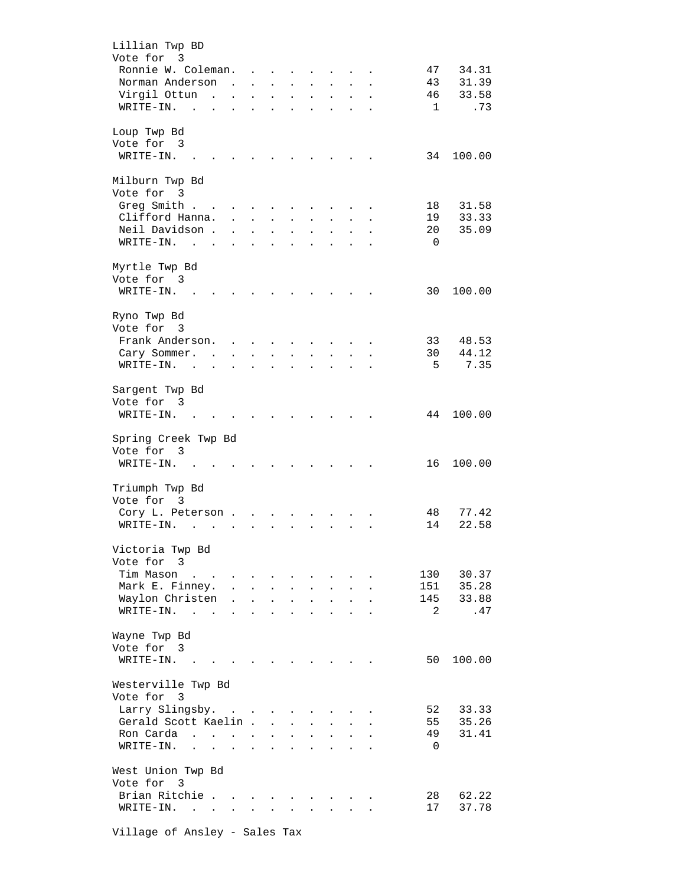Lillian Twp BD
Vote for 3

| Candidate | Votes | Percent |
|---|---|---|
| Ronnie W. Coleman | 47 | 34.31 |
| Norman Anderson | 43 | 31.39 |
| Virgil Ottun | 46 | 33.58 |
| WRITE-IN | 1 | .73 |

Loup Twp Bd
Vote for 3

| Candidate | Votes | Percent |
|---|---|---|
| WRITE-IN | 34 | 100.00 |

Milburn Twp Bd
Vote for 3

| Candidate | Votes | Percent |
|---|---|---|
| Greg Smith | 18 | 31.58 |
| Clifford Hanna | 19 | 33.33 |
| Neil Davidson | 20 | 35.09 |
| WRITE-IN | 0 | |

Myrtle Twp Bd
Vote for 3

| Candidate | Votes | Percent |
|---|---|---|
| WRITE-IN | 30 | 100.00 |

Ryno Twp Bd
Vote for 3

| Candidate | Votes | Percent |
|---|---|---|
| Frank Anderson | 33 | 48.53 |
| Cary Sommer | 30 | 44.12 |
| WRITE-IN | 5 | 7.35 |

Sargent Twp Bd
Vote for 3

| Candidate | Votes | Percent |
|---|---|---|
| WRITE-IN | 44 | 100.00 |

Spring Creek Twp Bd
Vote for 3

| Candidate | Votes | Percent |
|---|---|---|
| WRITE-IN | 16 | 100.00 |

Triumph Twp Bd
Vote for 3

| Candidate | Votes | Percent |
|---|---|---|
| Cory L. Peterson | 48 | 77.42 |
| WRITE-IN | 14 | 22.58 |

Victoria Twp Bd
Vote for 3

| Candidate | Votes | Percent |
|---|---|---|
| Tim Mason | 130 | 30.37 |
| Mark E. Finney | 151 | 35.28 |
| Waylon Christen | 145 | 33.88 |
| WRITE-IN | 2 | .47 |

Wayne Twp Bd
Vote for 3

| Candidate | Votes | Percent |
|---|---|---|
| WRITE-IN | 50 | 100.00 |

Westerville Twp Bd
Vote for 3

| Candidate | Votes | Percent |
|---|---|---|
| Larry Slingsby | 52 | 33.33 |
| Gerald Scott Kaelin | 55 | 35.26 |
| Ron Carda | 49 | 31.41 |
| WRITE-IN | 0 | |

West Union Twp Bd
Vote for 3

| Candidate | Votes | Percent |
|---|---|---|
| Brian Ritchie | 28 | 62.22 |
| WRITE-IN | 17 | 37.78 |

Village of Ansley - Sales Tax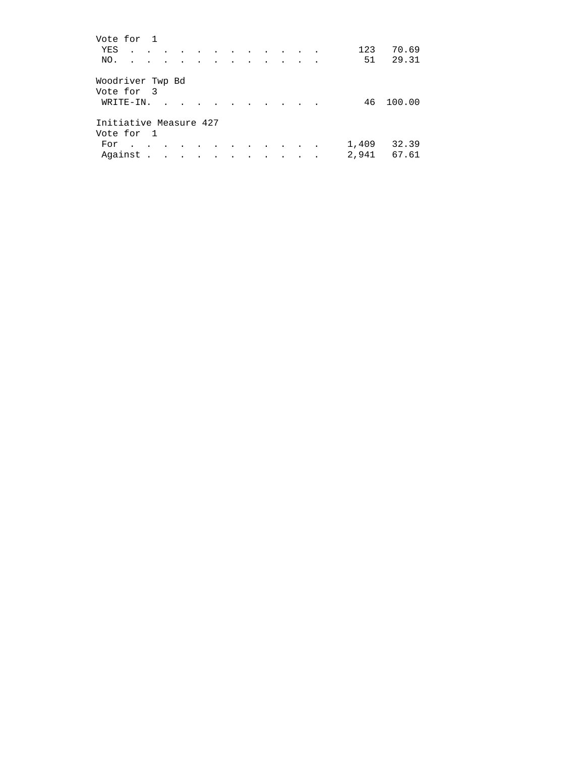Vote for 1

| | | |
|---|---|---|
| YES | 123 | 70.69 |
| NO. | 51 | 29.31 |

Woodriver Twp Bd

Vote for 3

| | | |
|---|---|---|
| WRITE-IN. | 46 | 100.00 |

Initiative Measure 427

Vote for 1

| | | |
|---|---|---|
| For | 1,409 | 32.39 |
| Against | 2,941 | 67.61 |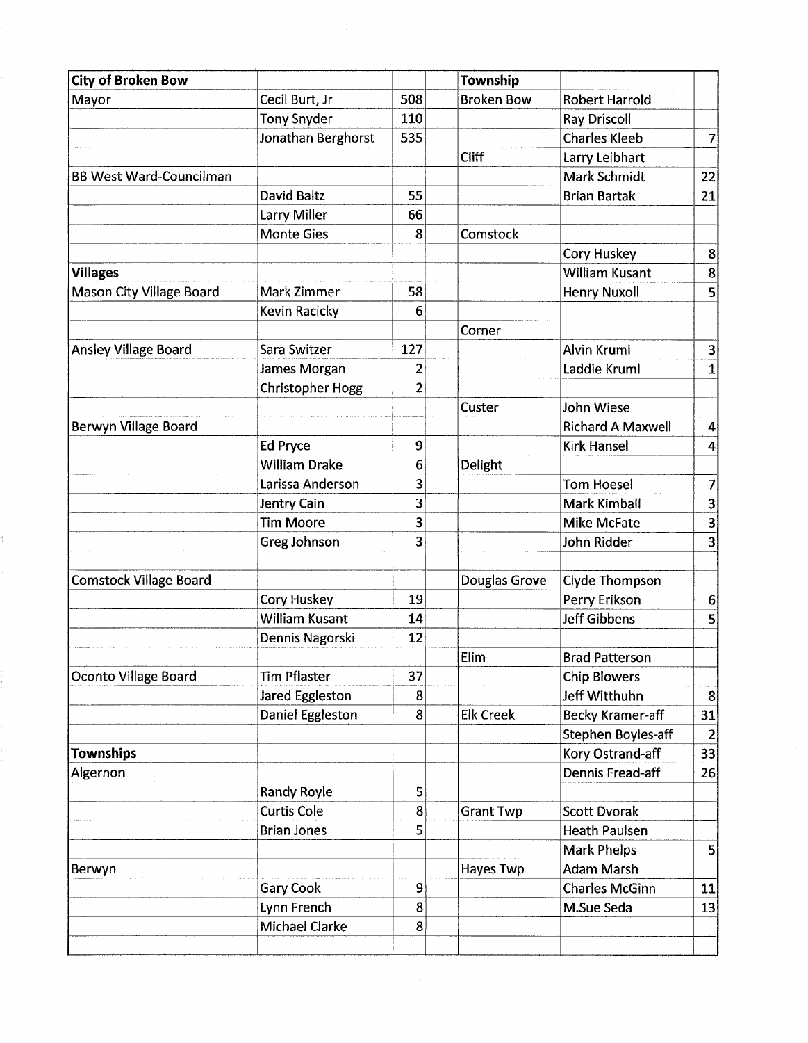| City of Broken Bow | | | | Township | | |
|---|---|---|---|---|---|---|
| Mayor | Cecil Burt, Jr | 508 | | Broken Bow | Robert Harrold | |
| | Tony Snyder | 110 | | | Ray Driscoll | |
| | Jonathan Berghorst | 535 | | | Charles Kleeb | 7 |
| | | | | Cliff | Larry Leibhart | |
| BB West Ward-Councilman | | | | | Mark Schmidt | 22 |
| | David Baltz | 55 | | | Brian Bartak | 21 |
| | Larry Miller | 66 | | | | |
| | Monte Gies | 8 | | Comstock | | |
| | | | | | Cory Huskey | 8 |
| **Villages** | | | | | William Kusant | 8 |
| Mason City Village Board | Mark Zimmer | 58 | | | Henry Nuxoll | 5 |
| | Kevin Racicky | 6 | | | | |
| | | | | Corner | | |
| Ansley Village Board | Sara Switzer | 127 | | | Alvin Kruml | 3 |
| | James Morgan | 2 | | | Laddie Kruml | 1 |
| | Christopher Hogg | 2 | | | | |
| | | | | Custer | John Wiese | |
| Berwyn Village Board | | | | | Richard A Maxwell | 4 |
| | Ed Pryce | 9 | | | Kirk Hansel | 4 |
| | William Drake | 6 | | Delight | | |
| | Larissa Anderson | 3 | | | Tom Hoesel | 7 |
| | Jentry Cain | 3 | | | Mark Kimball | 3 |
| | Tim Moore | 3 | | | Mike McFate | 3 |
| | Greg Johnson | 3 | | | John Ridder | 3 |
| | | | | | | |
| Comstock Village Board | | | | Douglas Grove | Clyde Thompson | |
| | Cory Huskey | 19 | | | Perry Erikson | 6 |
| | William Kusant | 14 | | | Jeff Gibbens | 5 |
| | Dennis Nagorski | 12 | | | | |
| | | | | Elim | Brad Patterson | |
| Oconto Village Board | Tim Pflaster | 37 | | | Chip Blowers | |
| | Jared Eggleston | 8 | | | Jeff Witthuhn | 8 |
| | Daniel Eggleston | 8 | | Elk Creek | Becky Kramer-aff | 31 |
| | | | | | Stephen Boyles-aff | 2 |
| **Townships** | | | | | Kory Ostrand-aff | 33 |
| Algernon | | | | | Dennis Fread-aff | 26 |
| | Randy Royle | 5 | | | | |
| | Curtis Cole | 8 | | Grant Twp | Scott Dvorak | |
| | Brian Jones | 5 | | | Heath Paulsen | |
| | | | | | Mark Phelps | 5 |
| Berwyn | | | | Hayes Twp | Adam Marsh | |
| | Gary Cook | 9 | | | Charles McGinn | 11 |
| | Lynn French | 8 | | | M.Sue Seda | 13 |
| | Michael Clarke | 8 | | | | |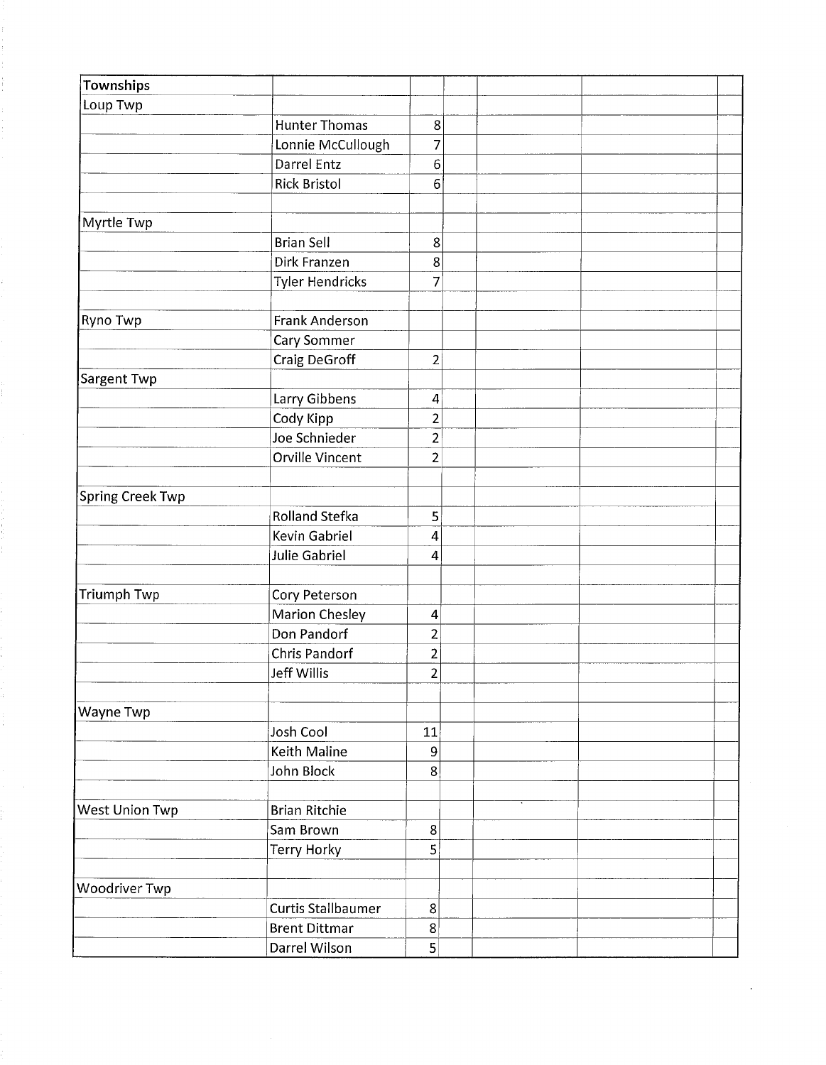| | | | | | | |
|---|---|---|---|---|---|---|
| Townships | | | | | | |
| Loup Twp | | | | | | |
| | Hunter Thomas | 8 | | | | |
| | Lonnie McCullough | 7 | | | | |
| | Darrel Entz | 6 | | | | |
| | Rick Bristol | 6 | | | | |
| | | | | | | |
| Myrtle Twp | | | | | | |
| | Brian Sell | 8 | | | | |
| | Dirk Franzen | 8 | | | | |
| | Tyler Hendricks | 7 | | | | |
| | | | | | | |
| Ryno Twp | Frank Anderson | | | | | |
| | Cary Sommer | | | | | |
| | Craig DeGroff | 2 | | | | |
| Sargent Twp | | | | | | |
| | Larry Gibbens | 4 | | | | |
| | Cody Kipp | 2 | | | | |
| | Joe Schnieder | 2 | | | | |
| | Orville Vincent | 2 | | | | |
| | | | | | | |
| Spring Creek Twp | | | | | | |
| | Rolland Stefka | 5 | | | | |
| | Kevin Gabriel | 4 | | | | |
| | Julie Gabriel | 4 | | | | |
| | | | | | | |
| Triumph Twp | Cory Peterson | | | | | |
| | Marion Chesley | 4 | | | | |
| | Don Pandorf | 2 | | | | |
| | Chris Pandorf | 2 | | | | |
| | Jeff Willis | 2 | | | | |
| | | | | | | |
| Wayne Twp | | | | | | |
| | Josh Cool | 11 | | | | |
| | Keith Maline | 9 | | | | |
| | John Block | 8 | | | | |
| | | | | | | |
| West Union Twp | Brian Ritchie | | | | | |
| | Sam Brown | 8 | | | | |
| | Terry Horky | 5 | | | | |
| | | | | | | |
| Woodriver Twp | | | | | | |
| | Curtis Stallbaumer | 8 | | | | |
| | Brent Dittmar | 8 | | | | |
| | Darrel Wilson | 5 | | | | |